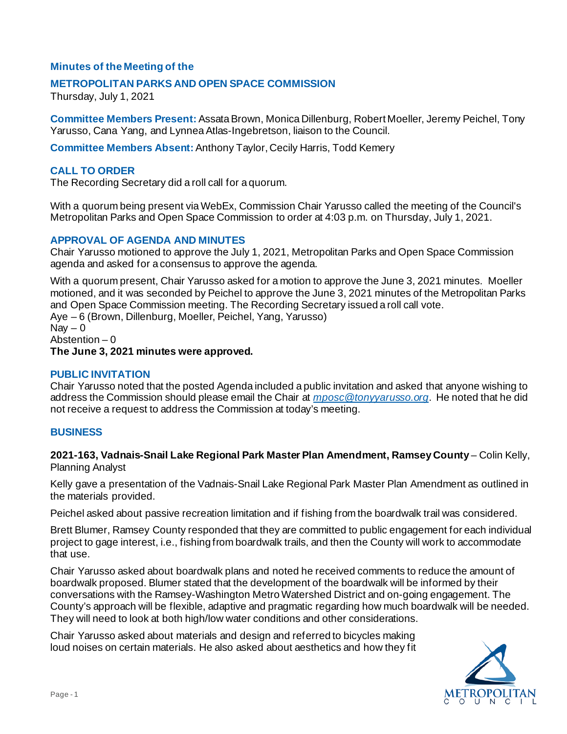**Minutes of the Meeting of the**

## METROPOLITAN PARKS AND OPEN SPACE COMMISSION

Thursday, July 1, 2021

**Committee Members Present:** Assata Brown, Monica Dillenburg, Robert Moeller, Jeremy Peichel, Tony Yarusso, Cana Yang, and Lynnea Atlas-Ingebretson, liaison to the Council.

**Committee Members Absent:** Anthony Taylor, Cecily Harris, Todd Kemery

### CALL TO ORDER

The Recording Secretary did a roll call for a quorum.

With a quorum being present via WebEx, Commission Chair Yarusso called the meeting of the Council's Metropolitan Parks and Open Space Commission to order at 4:03 p.m. on Thursday, July 1, 2021.

### APPROVAL OF AGENDA AND MINUTES

Chair Yarusso motioned to approve the July 1, 2021, Metropolitan Parks and Open Space Commission agenda and asked for a consensus to approve the agenda.

With a quorum present, Chair Yarusso asked for a motion to approve the June 3, 2021 minutes. Moeller motioned, and it was seconded by Peichel to approve the June 3, 2021 minutes of the Metropolitan Parks and Open Space Commission meeting. The Recording Secretary issued a roll call vote.
Aye – 6 (Brown, Dillenburg, Moeller, Peichel, Yang, Yarusso)
Nay – 0
Abstention – 0
**The June 3, 2021 minutes were approved.**

### PUBLIC INVITATION

Chair Yarusso noted that the posted Agenda included a public invitation and asked that anyone wishing to address the Commission should please email the Chair at *mposc@tonyyarusso.org*. He noted that he did not receive a request to address the Commission at today's meeting.

### BUSINESS

**2021-163, Vadnais-Snail Lake Regional Park Master Plan Amendment, Ramsey County** – Colin Kelly, Planning Analyst

Kelly gave a presentation of the Vadnais-Snail Lake Regional Park Master Plan Amendment as outlined in the materials provided.

Peichel asked about passive recreation limitation and if fishing from the boardwalk trail was considered.

Brett Blumer, Ramsey County responded that they are committed to public engagement for each individual project to gage interest, i.e., fishing from boardwalk trails, and then the County will work to accommodate that use.

Chair Yarusso asked about boardwalk plans and noted he received comments to reduce the amount of boardwalk proposed. Blumer stated that the development of the boardwalk will be informed by their conversations with the Ramsey-Washington Metro Watershed District and on-going engagement. The County's approach will be flexible, adaptive and pragmatic regarding how much boardwalk will be needed. They will need to look at both high/low water conditions and other considerations.

Chair Yarusso asked about materials and design and referred to bicycles making loud noises on certain materials. He also asked about aesthetics and how they fit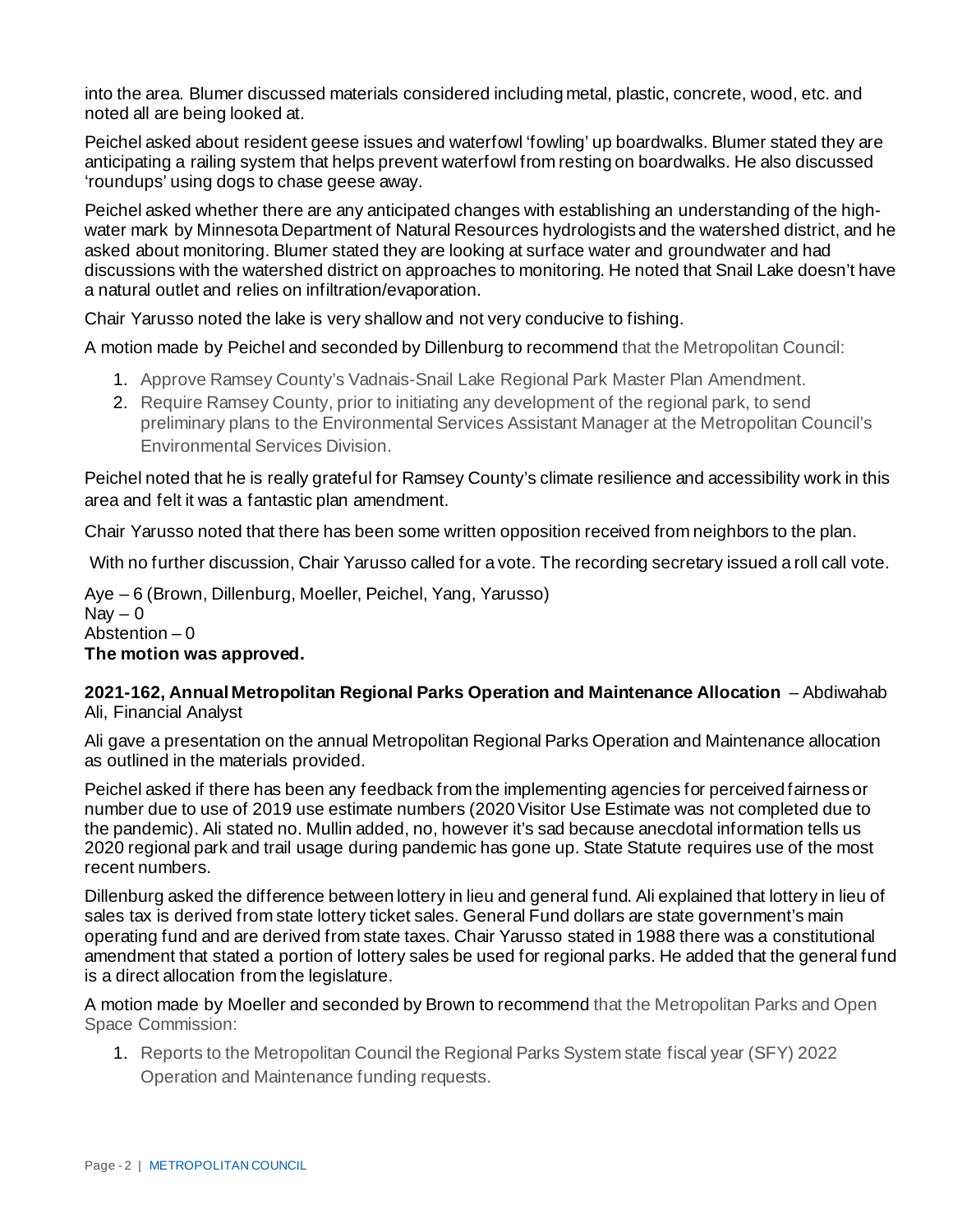into the area. Blumer discussed materials considered including metal, plastic, concrete, wood, etc. and noted all are being looked at.

Peichel asked about resident geese issues and waterfowl 'fowling' up boardwalks. Blumer stated they are anticipating a railing system that helps prevent waterfowl from resting on boardwalks. He also discussed 'roundups' using dogs to chase geese away.

Peichel asked whether there are any anticipated changes with establishing an understanding of the high-water mark by Minnesota Department of Natural Resources hydrologists and the watershed district, and he asked about monitoring. Blumer stated they are looking at surface water and groundwater and had discussions with the watershed district on approaches to monitoring. He noted that Snail Lake doesn't have a natural outlet and relies on infiltration/evaporation.

Chair Yarusso noted the lake is very shallow and not very conducive to fishing.

A motion made by Peichel and seconded by Dillenburg to recommend that the Metropolitan Council:

1. Approve Ramsey County's Vadnais-Snail Lake Regional Park Master Plan Amendment.
2. Require Ramsey County, prior to initiating any development of the regional park, to send preliminary plans to the Environmental Services Assistant Manager at the Metropolitan Council's Environmental Services Division.

Peichel noted that he is really grateful for Ramsey County's climate resilience and accessibility work in this area and felt it was a fantastic plan amendment.

Chair Yarusso noted that there has been some written opposition received from neighbors to the plan.

With no further discussion, Chair Yarusso called for a vote. The recording secretary issued a roll call vote.

Aye – 6 (Brown, Dillenburg, Moeller, Peichel, Yang, Yarusso)
Nay – 0
Abstention – 0
**The motion was approved.**

**2021-162, Annual Metropolitan Regional Parks Operation and Maintenance Allocation** – Abdiwahab Ali, Financial Analyst

Ali gave a presentation on the annual Metropolitan Regional Parks Operation and Maintenance allocation as outlined in the materials provided.

Peichel asked if there has been any feedback from the implementing agencies for perceived fairness or number due to use of 2019 use estimate numbers (2020 Visitor Use Estimate was not completed due to the pandemic). Ali stated no. Mullin added, no, however it's sad because anecdotal information tells us 2020 regional park and trail usage during pandemic has gone up. State Statute requires use of the most recent numbers.

Dillenburg asked the difference between lottery in lieu and general fund. Ali explained that lottery in lieu of sales tax is derived from state lottery ticket sales. General Fund dollars are state government's main operating fund and are derived from state taxes. Chair Yarusso stated in 1988 there was a constitutional amendment that stated a portion of lottery sales be used for regional parks. He added that the general fund is a direct allocation from the legislature.

A motion made by Moeller and seconded by Brown to recommend that the Metropolitan Parks and Open Space Commission:

1. Reports to the Metropolitan Council the Regional Parks System state fiscal year (SFY) 2022 Operation and Maintenance funding requests.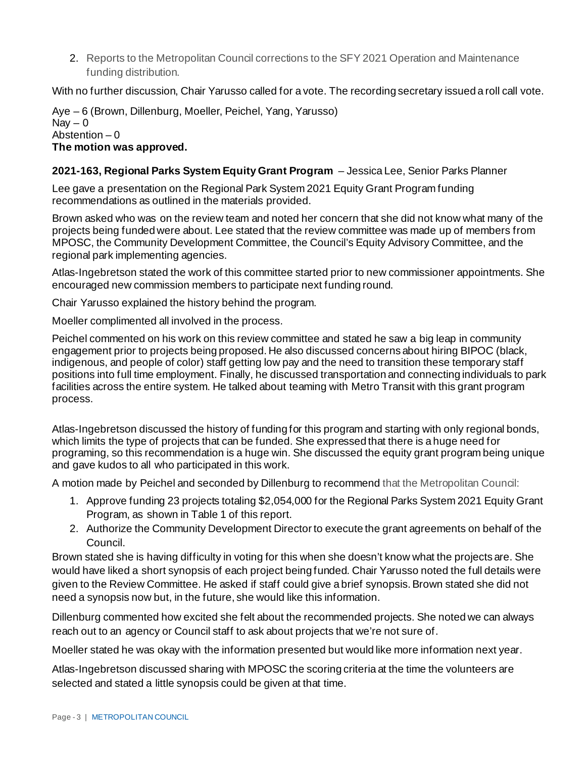2. Reports to the Metropolitan Council corrections to the SFY 2021 Operation and Maintenance funding distribution.

With no further discussion, Chair Yarusso called for a vote. The recording secretary issued a roll call vote.

Aye – 6 (Brown, Dillenburg, Moeller, Peichel, Yang, Yarusso)
Nay – 0
Abstention – 0
**The motion was approved.**

**2021-163, Regional Parks System Equity Grant Program** – Jessica Lee, Senior Parks Planner

Lee gave a presentation on the Regional Park System 2021 Equity Grant Program funding recommendations as outlined in the materials provided.

Brown asked who was on the review team and noted her concern that she did not know what many of the projects being funded were about. Lee stated that the review committee was made up of members from MPOSC, the Community Development Committee, the Council's Equity Advisory Committee, and the regional park implementing agencies.

Atlas-Ingebretson stated the work of this committee started prior to new commissioner appointments. She encouraged new commission members to participate next funding round.

Chair Yarusso explained the history behind the program.

Moeller complimented all involved in the process.

Peichel commented on his work on this review committee and stated he saw a big leap in community engagement prior to projects being proposed. He also discussed concerns about hiring BIPOC (black, indigenous, and people of color) staff getting low pay and the need to transition these temporary staff positions into full time employment. Finally, he discussed transportation and connecting individuals to park facilities across the entire system. He talked about teaming with Metro Transit with this grant program process.

Atlas-Ingebretson discussed the history of funding for this program and starting with only regional bonds, which limits the type of projects that can be funded. She expressed that there is a huge need for programing, so this recommendation is a huge win. She discussed the equity grant program being unique and gave kudos to all who participated in this work.

A motion made by Peichel and seconded by Dillenburg to recommend that the Metropolitan Council:

1. Approve funding 23 projects totaling $2,054,000 for the Regional Parks System 2021 Equity Grant Program, as shown in Table 1 of this report.
2. Authorize the Community Development Director to execute the grant agreements on behalf of the Council.

Brown stated she is having difficulty in voting for this when she doesn't know what the projects are. She would have liked a short synopsis of each project being funded. Chair Yarusso noted the full details were given to the Review Committee. He asked if staff could give a brief synopsis. Brown stated she did not need a synopsis now but, in the future, she would like this information.

Dillenburg commented how excited she felt about the recommended projects. She noted we can always reach out to an agency or Council staff to ask about projects that we're not sure of.

Moeller stated he was okay with the information presented but would like more information next year.

Atlas-Ingebretson discussed sharing with MPOSC the scoring criteria at the time the volunteers are selected and stated a little synopsis could be given at that time.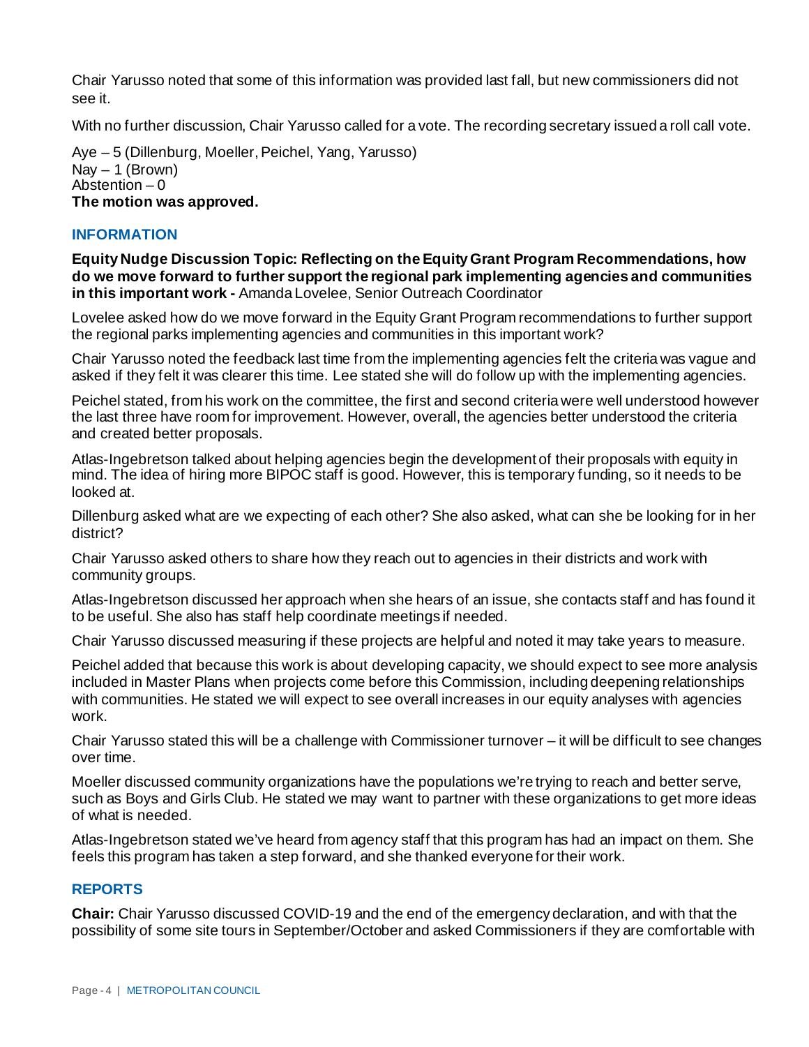Chair Yarusso noted that some of this information was provided last fall, but new commissioners did not see it.

With no further discussion, Chair Yarusso called for a vote. The recording secretary issued a roll call vote.

Aye – 5 (Dillenburg, Moeller, Peichel, Yang, Yarusso)
Nay – 1 (Brown)
Abstention – 0
**The motion was approved.**

## INFORMATION

**Equity Nudge Discussion Topic: Reflecting on the Equity Grant Program Recommendations, how do we move forward to further support the regional park implementing agencies and communities in this important work -** Amanda Lovelee, Senior Outreach Coordinator

Lovelee asked how do we move forward in the Equity Grant Program recommendations to further support the regional parks implementing agencies and communities in this important work?

Chair Yarusso noted the feedback last time from the implementing agencies felt the criteria was vague and asked if they felt it was clearer this time. Lee stated she will do follow up with the implementing agencies.

Peichel stated, from his work on the committee, the first and second criteria were well understood however the last three have room for improvement. However, overall, the agencies better understood the criteria and created better proposals.

Atlas-Ingebretson talked about helping agencies begin the development of their proposals with equity in mind. The idea of hiring more BIPOC staff is good. However, this is temporary funding, so it needs to be looked at.

Dillenburg asked what are we expecting of each other? She also asked, what can she be looking for in her district?

Chair Yarusso asked others to share how they reach out to agencies in their districts and work with community groups.

Atlas-Ingebretson discussed her approach when she hears of an issue, she contacts staff and has found it to be useful. She also has staff help coordinate meetings if needed.

Chair Yarusso discussed measuring if these projects are helpful and noted it may take years to measure.

Peichel added that because this work is about developing capacity, we should expect to see more analysis included in Master Plans when projects come before this Commission, including deepening relationships with communities. He stated we will expect to see overall increases in our equity analyses with agencies work.

Chair Yarusso stated this will be a challenge with Commissioner turnover – it will be difficult to see changes over time.

Moeller discussed community organizations have the populations we're trying to reach and better serve, such as Boys and Girls Club. He stated we may want to partner with these organizations to get more ideas of what is needed.

Atlas-Ingebretson stated we've heard from agency staff that this program has had an impact on them. She feels this program has taken a step forward, and she thanked everyone for their work.

## REPORTS

**Chair:** Chair Yarusso discussed COVID-19 and the end of the emergency declaration, and with that the possibility of some site tours in September/October and asked Commissioners if they are comfortable with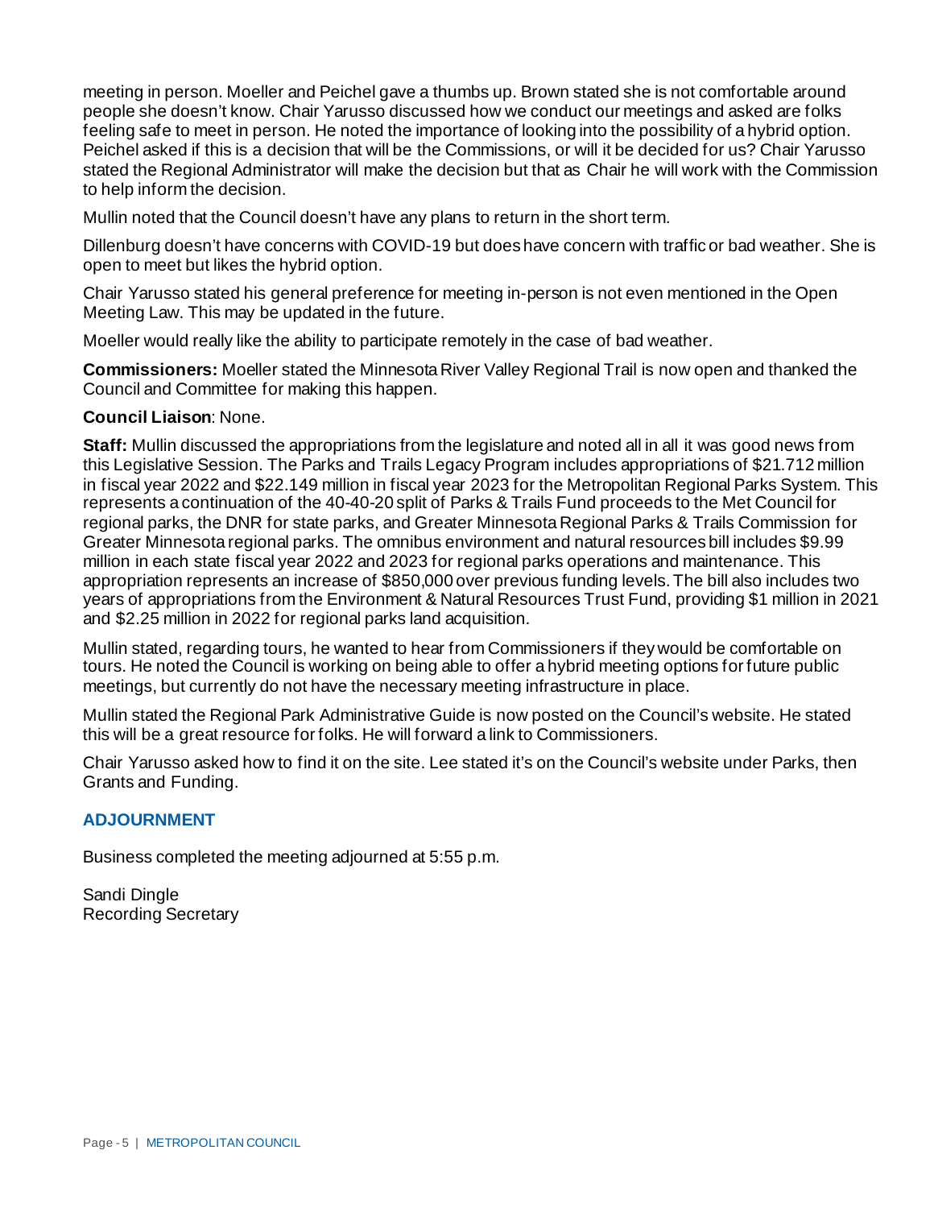meeting in person. Moeller and Peichel gave a thumbs up. Brown stated she is not comfortable around people she doesn't know. Chair Yarusso discussed how we conduct our meetings and asked are folks feeling safe to meet in person. He noted the importance of looking into the possibility of a hybrid option. Peichel asked if this is a decision that will be the Commissions, or will it be decided for us? Chair Yarusso stated the Regional Administrator will make the decision but that as Chair he will work with the Commission to help inform the decision.

Mullin noted that the Council doesn't have any plans to return in the short term.

Dillenburg doesn't have concerns with COVID-19 but does have concern with traffic or bad weather. She is open to meet but likes the hybrid option.

Chair Yarusso stated his general preference for meeting in-person is not even mentioned in the Open Meeting Law. This may be updated in the future.

Moeller would really like the ability to participate remotely in the case of bad weather.

**Commissioners:** Moeller stated the Minnesota River Valley Regional Trail is now open and thanked the Council and Committee for making this happen.

**Council Liaison**: None.

**Staff:** Mullin discussed the appropriations from the legislature and noted all in all it was good news from this Legislative Session. The Parks and Trails Legacy Program includes appropriations of $21.712 million in fiscal year 2022 and $22.149 million in fiscal year 2023 for the Metropolitan Regional Parks System. This represents a continuation of the 40-40-20 split of Parks & Trails Fund proceeds to the Met Council for regional parks, the DNR for state parks, and Greater Minnesota Regional Parks & Trails Commission for Greater Minnesota regional parks. The omnibus environment and natural resources bill includes $9.99 million in each state fiscal year 2022 and 2023 for regional parks operations and maintenance. This appropriation represents an increase of $850,000 over previous funding levels. The bill also includes two years of appropriations from the Environment & Natural Resources Trust Fund, providing $1 million in 2021 and $2.25 million in 2022 for regional parks land acquisition.

Mullin stated, regarding tours, he wanted to hear from Commissioners if they would be comfortable on tours. He noted the Council is working on being able to offer a hybrid meeting options for future public meetings, but currently do not have the necessary meeting infrastructure in place.

Mullin stated the Regional Park Administrative Guide is now posted on the Council's website. He stated this will be a great resource for folks. He will forward a link to Commissioners.

Chair Yarusso asked how to find it on the site. Lee stated it's on the Council's website under Parks, then Grants and Funding.

## ADJOURNMENT

Business completed the meeting adjourned at 5:55 p.m.

Sandi Dingle
Recording Secretary